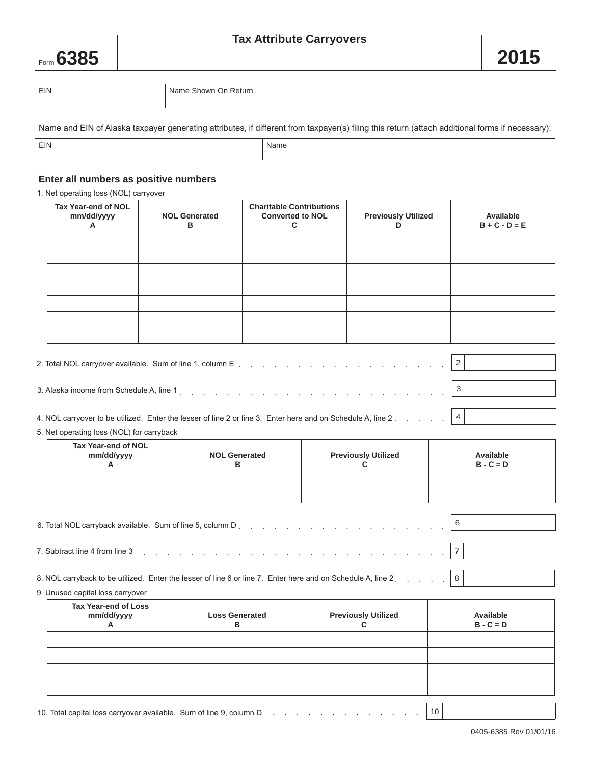Form **6385**

# Tax Attribute Carryovers

**2015**

| EIN | Name Shown On Return |
|---|---|
| | |

Name and EIN of Alaska taxpayer generating attributes, if different from taxpayer(s) filing this return (attach additional forms if necessary):

| EIN | Name |
|---|---|
| | |

### Enter all numbers as positive numbers

1. Net operating loss (NOL) carryover

| Tax Year-end of NOL mm/dd/yyyy A | NOL Generated B | Charitable Contributions Converted to NOL C | Previously Utilized D | Available B + C - D = E |
|---|---|---|---|---|
| | | | | |
| | | | | |
| | | | | |
| | | | | |
| | | | | |
| | | | | |
| | | | | |

2. Total NOL carryover available. Sum of line 1, column E . . . . . . . . . . . . . . . . . . . . 2 ______

3. Alaska income from Schedule A, line 1 . . . . . . . . . . . . . . . . . . . . . . . . . . 3 ______

4. NOL carryover to be utilized. Enter the lesser of line 2 or line 3. Enter here and on Schedule A, line 2 . . . . . . 4 ______

5. Net operating loss (NOL) for carryback

| Tax Year-end of NOL mm/dd/yyyy A | NOL Generated B | Previously Utilized C | Available B - C = D |
|---|---|---|---|
| | | | |
| | | | |

6. Total NOL carryback available. Sum of line 5, column D . . . . . . . . . . . . . . . . . . 6 ______

7. Subtract line 4 from line 3 . . . . . . . . . . . . . . . . . . . . . . . . . . . . 7 ______

8. NOL carryback to be utilized. Enter the lesser of line 6 or line 7. Enter here and on Schedule A, line 2 . . . . . . 8 ______

9. Unused capital loss carryover

| Tax Year-end of Loss mm/dd/yyyy A | Loss Generated B | Previously Utilized C | Available B - C = D |
|---|---|---|---|
| | | | |
| | | | |
| | | | |
| | | | |

10. Total capital loss carryover available. Sum of line 9, column D . . . . . . . . . . . . . . . 10 ______

0405-6385 Rev 01/01/16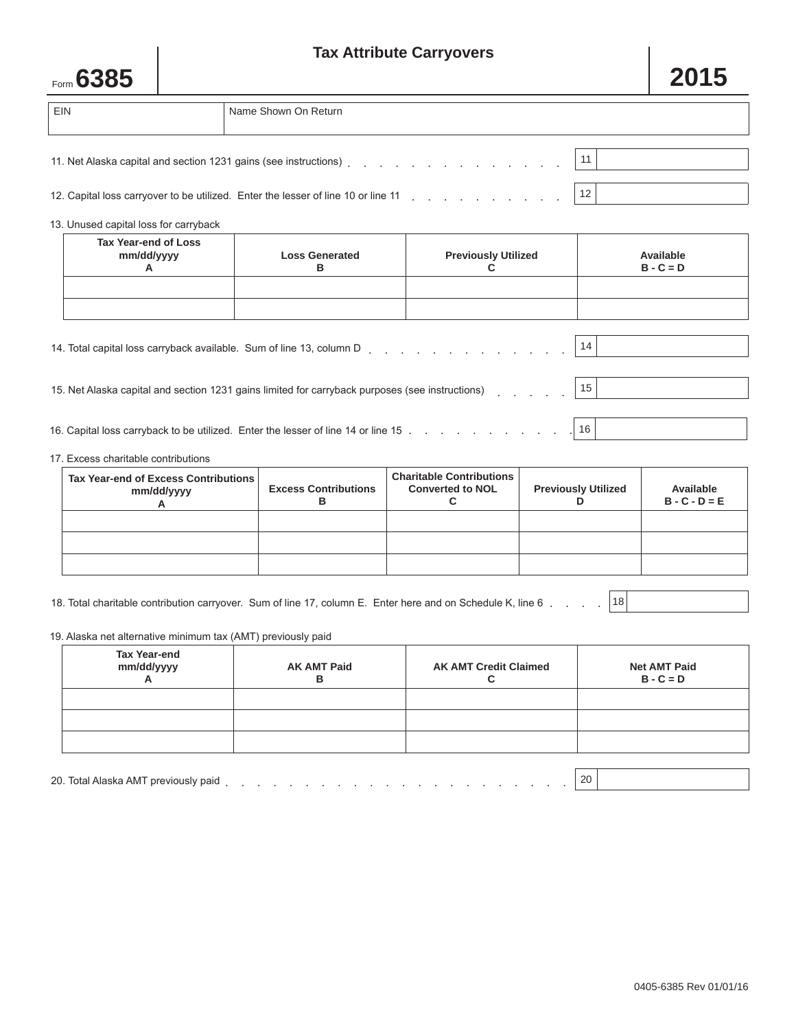Form **6385**

# Tax Attribute Carryovers

**2015**

| EIN | Name Shown On Return |
|---|---|
| | |

11. Net Alaska capital and section 1231 gains (see instructions) . . . . . . . . . . . . . . . 11

12. Capital loss carryover to be utilized. Enter the lesser of line 10 or line 11 . . . . . . . . . . . 12

13. Unused capital loss for carryback

| Tax Year-end of Loss mm/dd/yyyy A | Loss Generated B | Previously Utilized C | Available B - C = D |
|---|---|---|---|
| | | | |
| | | | |

14. Total capital loss carryback available. Sum of line 13, column D . . . . . . . . . . . . . . 14

15. Net Alaska capital and section 1231 gains limited for carryback purposes (see instructions) . . . . . . 15

16. Capital loss carryback to be utilized. Enter the lesser of line 14 or line 15 . . . . . . . . . . . 16

17. Excess charitable contributions

| Tax Year-end of Excess Contributions mm/dd/yyyy A | Excess Contributions B | Charitable Contributions Converted to NOL C | Previously Utilized D | Available B - C - D = E |
|---|---|---|---|---|
| | | | | |
| | | | | |
| | | | | |

18. Total charitable contribution carryover. Sum of line 17, column E. Enter here and on Schedule K, line 6 . . . . 18

19. Alaska net alternative minimum tax (AMT) previously paid

| Tax Year-end mm/dd/yyyy A | AK AMT Paid B | AK AMT Credit Claimed C | Net AMT Paid B - C = D |
|---|---|---|---|
| | | | |
| | | | |
| | | | |

20. Total Alaska AMT previously paid . . . . . . . . . . . . . . . . . . . . . . . . . 20

0405-6385 Rev 01/01/16